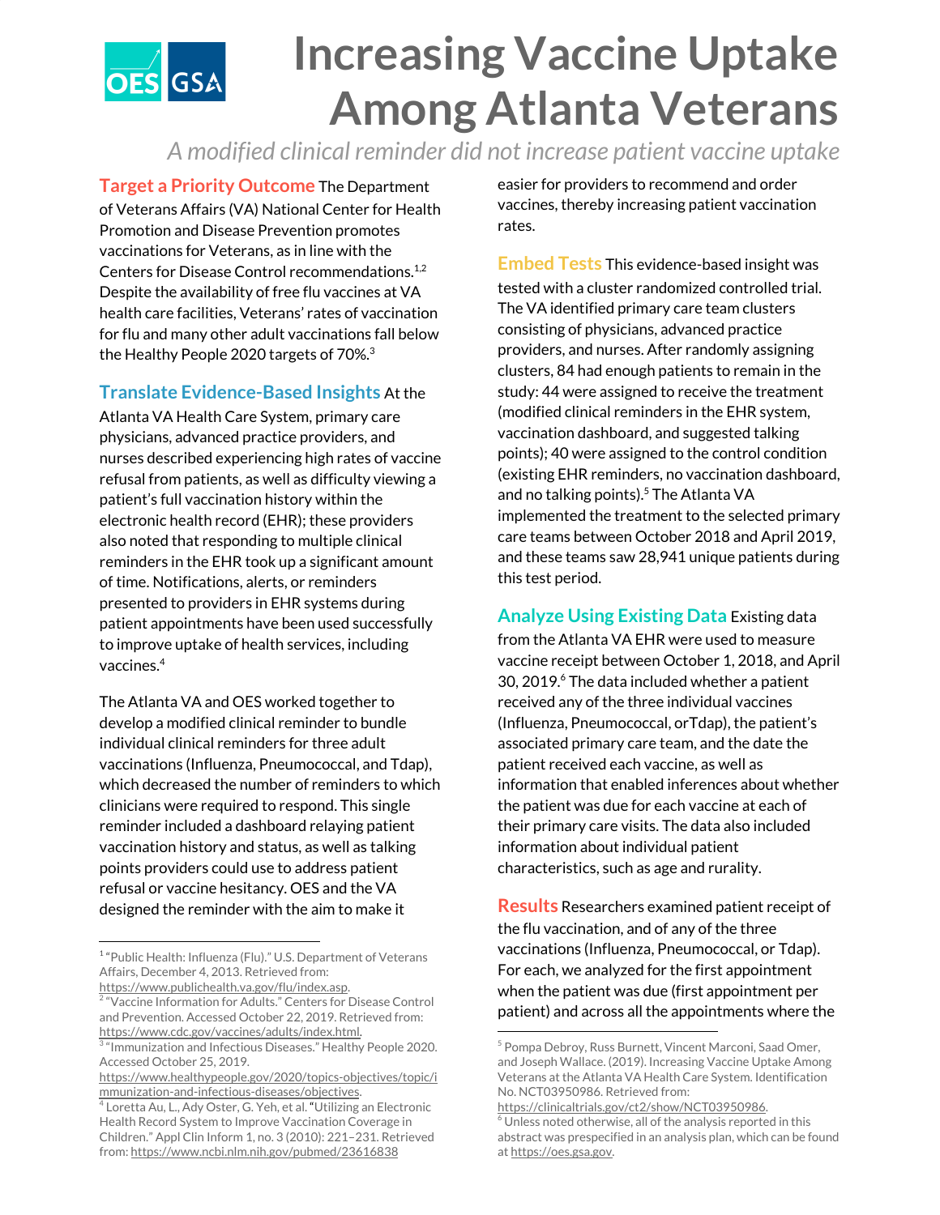# Increasing Vaccine Uptake Among Atlanta Veterans

*A modified clinical reminder did not increase patient vaccine uptake*

**Target a Priority Outcome** The Department of Veterans Affairs (VA) National Center for Health Promotion and Disease Prevention promotes vaccinations for Veterans, as in line with the Centers for Disease Control recommendations.[1,2] Despite the availability of free flu vaccines at VA health care facilities, Veterans' rates of vaccination for flu and many other adult vaccinations fall below the Healthy People 2020 targets of 70%.[3]

**Translate Evidence-Based Insights** At the Atlanta VA Health Care System, primary care physicians, advanced practice providers, and nurses described experiencing high rates of vaccine refusal from patients, as well as difficulty viewing a patient's full vaccination history within the electronic health record (EHR); these providers also noted that responding to multiple clinical reminders in the EHR took up a significant amount of time. Notifications, alerts, or reminders presented to providers in EHR systems during patient appointments have been used successfully to improve uptake of health services, including vaccines.[4]

The Atlanta VA and OES worked together to develop a modified clinical reminder to bundle individual clinical reminders for three adult vaccinations (Influenza, Pneumococcal, and Tdap), which decreased the number of reminders to which clinicians were required to respond. This single reminder included a dashboard relaying patient vaccination history and status, as well as talking points providers could use to address patient refusal or vaccine hesitancy. OES and the VA designed the reminder with the aim to make it easier for providers to recommend and order vaccines, thereby increasing patient vaccination rates.

**Embed Tests** This evidence-based insight was tested with a cluster randomized controlled trial. The VA identified primary care team clusters consisting of physicians, advanced practice providers, and nurses. After randomly assigning clusters, 84 had enough patients to remain in the study: 44 were assigned to receive the treatment (modified clinical reminders in the EHR system, vaccination dashboard, and suggested talking points); 40 were assigned to the control condition (existing EHR reminders, no vaccination dashboard, and no talking points).[5] The Atlanta VA implemented the treatment to the selected primary care teams between October 2018 and April 2019, and these teams saw 28,941 unique patients during this test period.

**Analyze Using Existing Data** Existing data from the Atlanta VA EHR were used to measure vaccine receipt between October 1, 2018, and April 30, 2019.[6] The data included whether a patient received any of the three individual vaccines (Influenza, Pneumococcal, orTdap), the patient's associated primary care team, and the date the patient received each vaccine, as well as information that enabled inferences about whether the patient was due for each vaccine at each of their primary care visits. The data also included information about individual patient characteristics, such as age and rurality.

**Results** Researchers examined patient receipt of the flu vaccination, and of any of the three vaccinations (Influenza, Pneumococcal, or Tdap). For each, we analyzed for the first appointment when the patient was due (first appointment per patient) and across all the appointments where the

---

[1] "Public Health: Influenza (Flu)." U.S. Department of Veterans Affairs, December 4, 2013. Retrieved from: https://www.publichealth.va.gov/flu/index.asp.

[2] "Vaccine Information for Adults." Centers for Disease Control and Prevention. Accessed October 22, 2019. Retrieved from: https://www.cdc.gov/vaccines/adults/index.html.

[3] "Immunization and Infectious Diseases." Healthy People 2020. Accessed October 25, 2019. https://www.healthypeople.gov/2020/topics-objectives/topic/immunization-and-infectious-diseases/objectives.

[4] Loretta Au, L., Ady Oster, G. Yeh, et al. "Utilizing an Electronic Health Record System to Improve Vaccination Coverage in Children." Appl Clin Inform 1, no. 3 (2010): 221–231. Retrieved from: https://www.ncbi.nlm.nih.gov/pubmed/23616838

[5] Pompa Debroy, Russ Burnett, Vincent Marconi, Saad Omer, and Joseph Wallace. (2019). Increasing Vaccine Uptake Among Veterans at the Atlanta VA Health Care System. Identification No. NCT03950986. Retrieved from: https://clinicaltrials.gov/ct2/show/NCT03950986.

[6] Unless noted otherwise, all of the analysis reported in this abstract was prespecified in an analysis plan, which can be found at https://oes.gsa.gov.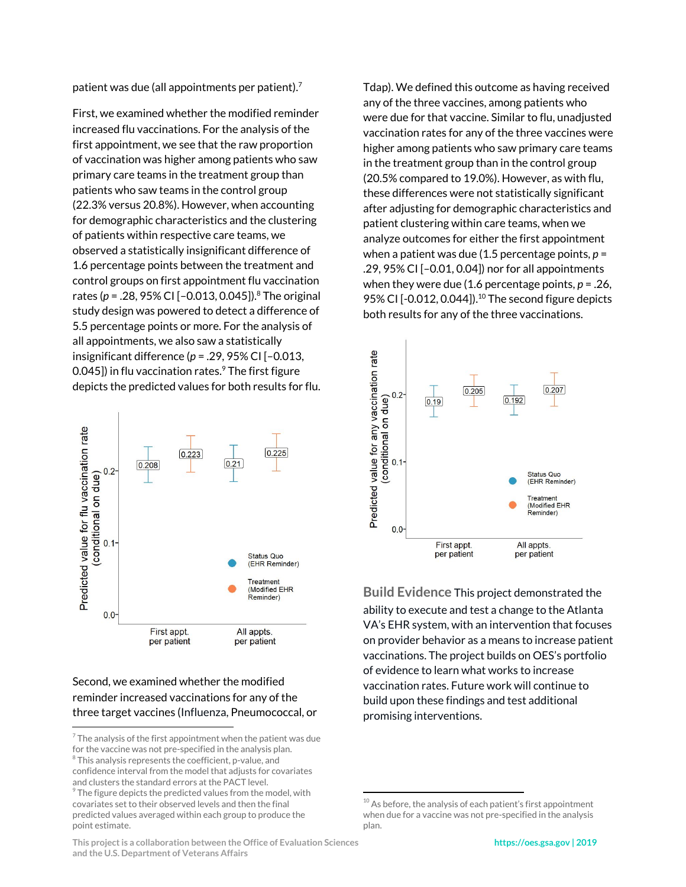patient was due (all appointments per patient).[7]

First, we examined whether the modified reminder increased flu vaccinations. For the analysis of the first appointment, we see that the raw proportion of vaccination was higher among patients who saw primary care teams in the treatment group than patients who saw teams in the control group (22.3% versus 20.8%). However, when accounting for demographic characteristics and the clustering of patients within respective care teams, we observed a statistically insignificant difference of 1.6 percentage points between the treatment and control groups on first appointment flu vaccination rates ($p$ = .28, 95% CI [–0.013, 0.045]).[8] The original study design was powered to detect a difference of 5.5 percentage points or more. For the analysis of all appointments, we also saw a statistically insignificant difference ($p$ = .29, 95% CI [–0.013, 0.045]) in flu vaccination rates.[9] The first figure depicts the predicted values for both results for flu.

Predicted value for flu vaccination rate (conditional on due)

0.0
0.1
0.2

0.208
0.223
0.21
0.225

Status Quo (EHR Reminder)
Treatment (Modified EHR Reminder)

First appt. per patient
All appts. per patient

Second, we examined whether the modified reminder increased vaccinations for any of the three target vaccines (Influenza, Pneumococcal, or Tdap). We defined this outcome as having received any of the three vaccines, among patients who were due for that vaccine. Similar to flu, unadjusted vaccination rates for any of the three vaccines were higher among patients who saw primary care teams in the treatment group than in the control group (20.5% compared to 19.0%). However, as with flu, these differences were not statistically significant after adjusting for demographic characteristics and patient clustering within care teams, when we analyze outcomes for either the first appointment when a patient was due (1.5 percentage points, $p$ = .29, 95% CI [–0.01, 0.04]) nor for all appointments when they were due (1.6 percentage points, $p$ = .26, 95% CI [-0.012, 0.044]).[10] The second figure depicts both results for any of the three vaccinations.

Predicted value for any vaccination rate (conditional on due)

0.0
0.1
0.2

0.19
0.205
0.192
0.207

Status Quo (EHR Reminder)
Treatment (Modified EHR Reminder)

First appt. per patient
All appts. per patient

## Build Evidence

This project demonstrated the ability to execute and test a change to the Atlanta VA's EHR system, with an intervention that focuses on provider behavior as a means to increase patient vaccinations. The project builds on OES's portfolio of evidence to learn what works to increase vaccination rates. Future work will continue to build upon these findings and test additional promising interventions.

---

[7] The analysis of the first appointment when the patient was due for the vaccine was not pre-specified in the analysis plan.

[8] This analysis represents the coefficient, p-value, and confidence interval from the model that adjusts for covariates and clusters the standard errors at the PACT level.

[9] The figure depicts the predicted values from the model, with covariates set to their observed levels and then the final predicted values averaged within each group to produce the point estimate.

[10] As before, the analysis of each patient's first appointment when due for a vaccine was not pre-specified in the analysis plan.